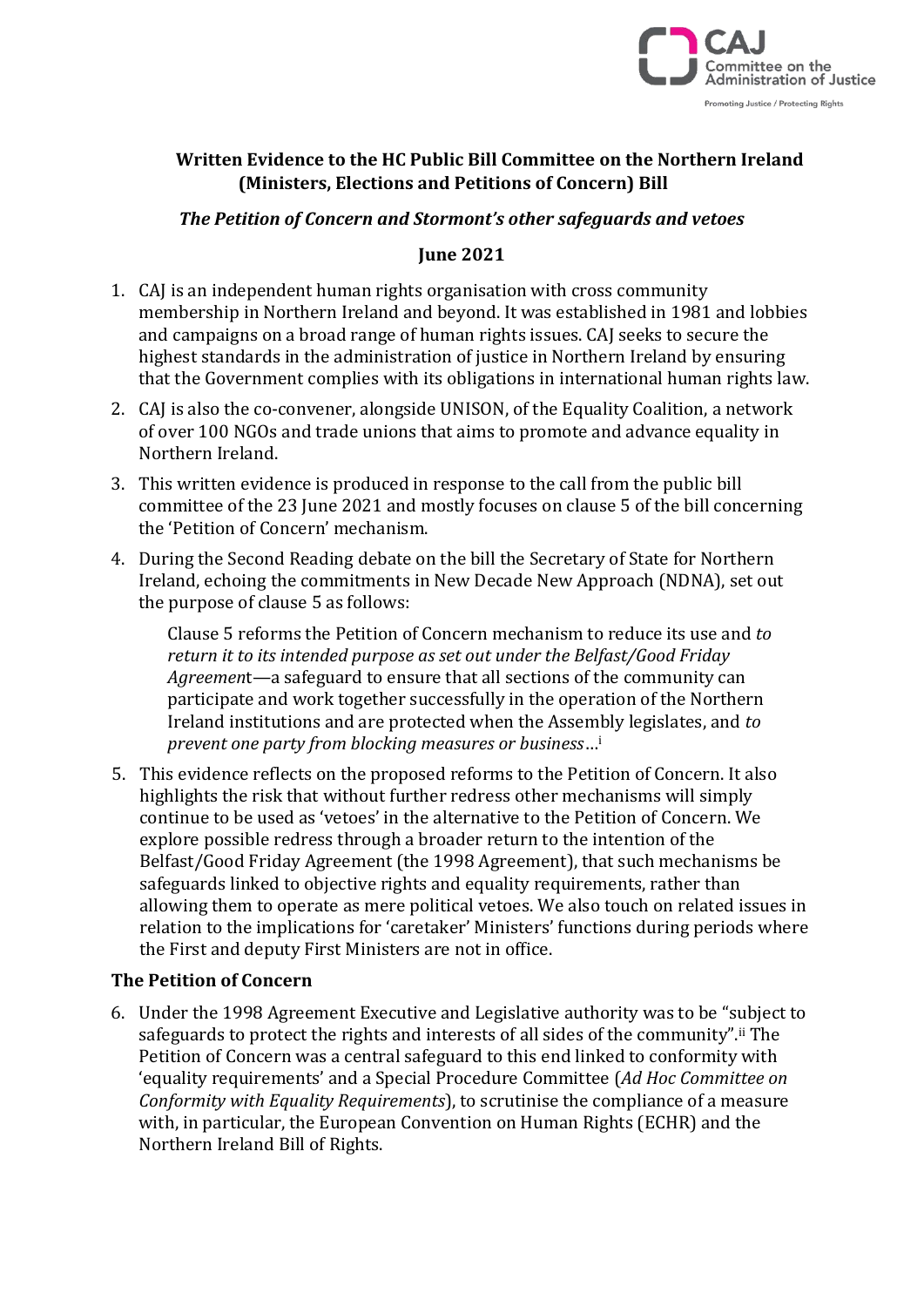**Written Evidence to the HC Public Bill Committee on the Northern Ireland (Ministers, Elections and Petitions of Concern) Bill**

***The Petition of Concern and Stormont's other safeguards and vetoes***

**June 2021**

1. CAJ is an independent human rights organisation with cross community membership in Northern Ireland and beyond. It was established in 1981 and lobbies and campaigns on a broad range of human rights issues. CAJ seeks to secure the highest standards in the administration of justice in Northern Ireland by ensuring that the Government complies with its obligations in international human rights law.
2. CAJ is also the co-convener, alongside UNISON, of the Equality Coalition, a network of over 100 NGOs and trade unions that aims to promote and advance equality in Northern Ireland.
3. This written evidence is produced in response to the call from the public bill committee of the 23 June 2021 and mostly focuses on clause 5 of the bill concerning the 'Petition of Concern' mechanism.
4. During the Second Reading debate on the bill the Secretary of State for Northern Ireland, echoing the commitments in New Decade New Approach (NDNA), set out the purpose of clause 5 as follows:

   Clause 5 reforms the Petition of Concern mechanism to reduce its use and *to return it to its intended purpose as set out under the Belfast/Good Friday Agreement*—a safeguard to ensure that all sections of the community can participate and work together successfully in the operation of the Northern Ireland institutions and are protected when the Assembly legislates, and *to prevent one party from blocking measures or business*…[i]

5. This evidence reflects on the proposed reforms to the Petition of Concern. It also highlights the risk that without further redress other mechanisms will simply continue to be used as 'vetoes' in the alternative to the Petition of Concern. We explore possible redress through a broader return to the intention of the Belfast/Good Friday Agreement (the 1998 Agreement), that such mechanisms be safeguards linked to objective rights and equality requirements, rather than allowing them to operate as mere political vetoes. We also touch on related issues in relation to the implications for 'caretaker' Ministers' functions during periods where the First and deputy First Ministers are not in office.

## The Petition of Concern

6. Under the 1998 Agreement Executive and Legislative authority was to be "subject to safeguards to protect the rights and interests of all sides of the community".[ii] The Petition of Concern was a central safeguard to this end linked to conformity with 'equality requirements' and a Special Procedure Committee (*Ad Hoc Committee on Conformity with Equality Requirements*), to scrutinise the compliance of a measure with, in particular, the European Convention on Human Rights (ECHR) and the Northern Ireland Bill of Rights.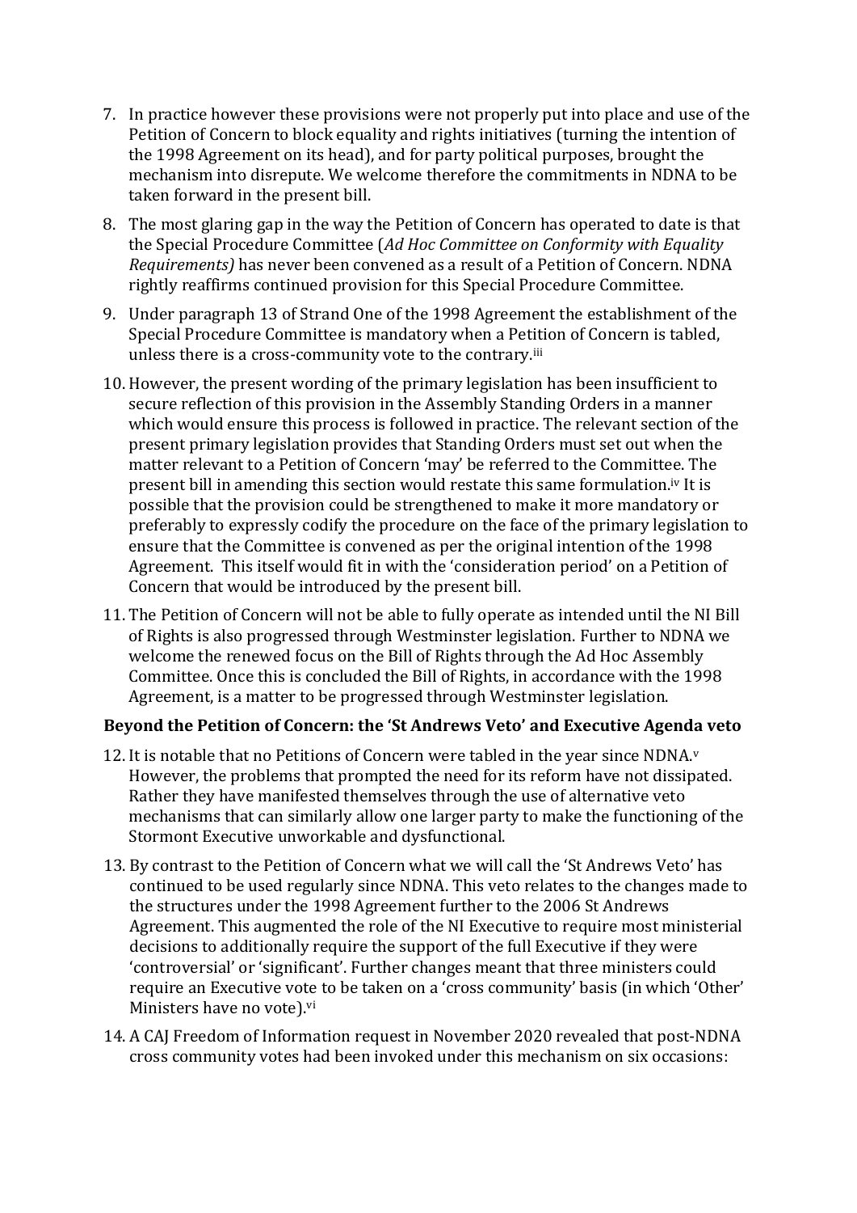7. In practice however these provisions were not properly put into place and use of the Petition of Concern to block equality and rights initiatives (turning the intention of the 1998 Agreement on its head), and for party political purposes, brought the mechanism into disrepute. We welcome therefore the commitments in NDNA to be taken forward in the present bill.

8. The most glaring gap in the way the Petition of Concern has operated to date is that the Special Procedure Committee (*Ad Hoc Committee on Conformity with Equality Requirements)* has never been convened as a result of a Petition of Concern. NDNA rightly reaffirms continued provision for this Special Procedure Committee.

9. Under paragraph 13 of Strand One of the 1998 Agreement the establishment of the Special Procedure Committee is mandatory when a Petition of Concern is tabled, unless there is a cross-community vote to the contrary.[iii]

10. However, the present wording of the primary legislation has been insufficient to secure reflection of this provision in the Assembly Standing Orders in a manner which would ensure this process is followed in practice. The relevant section of the present primary legislation provides that Standing Orders must set out when the matter relevant to a Petition of Concern 'may' be referred to the Committee. The present bill in amending this section would restate this same formulation.[iv] It is possible that the provision could be strengthened to make it more mandatory or preferably to expressly codify the procedure on the face of the primary legislation to ensure that the Committee is convened as per the original intention of the 1998 Agreement. This itself would fit in with the 'consideration period' on a Petition of Concern that would be introduced by the present bill.

11. The Petition of Concern will not be able to fully operate as intended until the NI Bill of Rights is also progressed through Westminster legislation. Further to NDNA we welcome the renewed focus on the Bill of Rights through the Ad Hoc Assembly Committee. Once this is concluded the Bill of Rights, in accordance with the 1998 Agreement, is a matter to be progressed through Westminster legislation.

**Beyond the Petition of Concern: the 'St Andrews Veto' and Executive Agenda veto**

12. It is notable that no Petitions of Concern were tabled in the year since NDNA.[v] However, the problems that prompted the need for its reform have not dissipated. Rather they have manifested themselves through the use of alternative veto mechanisms that can similarly allow one larger party to make the functioning of the Stormont Executive unworkable and dysfunctional.

13. By contrast to the Petition of Concern what we will call the 'St Andrews Veto' has continued to be used regularly since NDNA. This veto relates to the changes made to the structures under the 1998 Agreement further to the 2006 St Andrews Agreement. This augmented the role of the NI Executive to require most ministerial decisions to additionally require the support of the full Executive if they were 'controversial' or 'significant'. Further changes meant that three ministers could require an Executive vote to be taken on a 'cross community' basis (in which 'Other' Ministers have no vote).[vi]

14. A CAJ Freedom of Information request in November 2020 revealed that post-NDNA cross community votes had been invoked under this mechanism on six occasions: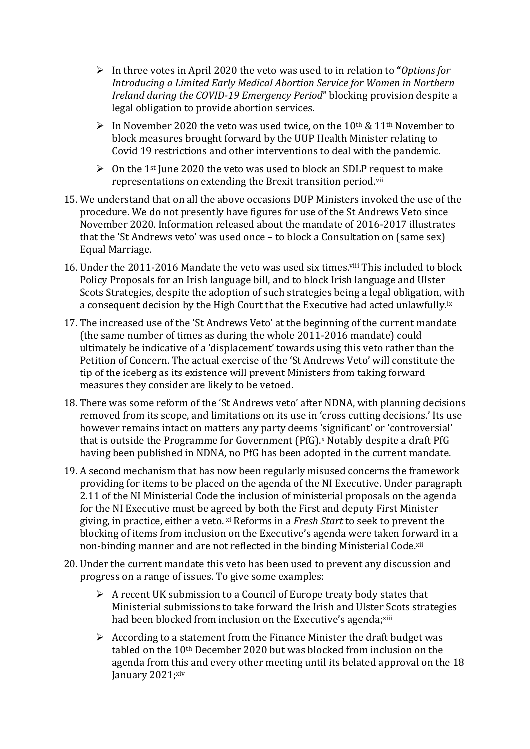- In three votes in April 2020 the veto was used to in relation to "*Options for Introducing a Limited Early Medical Abortion Service for Women in Northern Ireland during the COVID-19 Emergency Period*" blocking provision despite a legal obligation to provide abortion services.
- In November 2020 the veto was used twice, on the 10th & 11th November to block measures brought forward by the UUP Health Minister relating to Covid 19 restrictions and other interventions to deal with the pandemic.
- On the 1st June 2020 the veto was used to block an SDLP request to make representations on extending the Brexit transition period.[vii]

15. We understand that on all the above occasions DUP Ministers invoked the use of the procedure. We do not presently have figures for use of the St Andrews Veto since November 2020. Information released about the mandate of 2016-2017 illustrates that the 'St Andrews veto' was used once – to block a Consultation on (same sex) Equal Marriage.

16. Under the 2011-2016 Mandate the veto was used six times.[viii] This included to block Policy Proposals for an Irish language bill, and to block Irish language and Ulster Scots Strategies, despite the adoption of such strategies being a legal obligation, with a consequent decision by the High Court that the Executive had acted unlawfully.[ix]

17. The increased use of the 'St Andrews Veto' at the beginning of the current mandate (the same number of times as during the whole 2011-2016 mandate) could ultimately be indicative of a 'displacement' towards using this veto rather than the Petition of Concern. The actual exercise of the 'St Andrews Veto' will constitute the tip of the iceberg as its existence will prevent Ministers from taking forward measures they consider are likely to be vetoed.

18. There was some reform of the 'St Andrews veto' after NDNA, with planning decisions removed from its scope, and limitations on its use in 'cross cutting decisions.' Its use however remains intact on matters any party deems 'significant' or 'controversial' that is outside the Programme for Government (PfG).[x] Notably despite a draft PfG having been published in NDNA, no PfG has been adopted in the current mandate.

19. A second mechanism that has now been regularly misused concerns the framework providing for items to be placed on the agenda of the NI Executive. Under paragraph 2.11 of the NI Ministerial Code the inclusion of ministerial proposals on the agenda for the NI Executive must be agreed by both the First and deputy First Minister giving, in practice, either a veto.[xi] Reforms in a *Fresh Start* to seek to prevent the blocking of items from inclusion on the Executive's agenda were taken forward in a non-binding manner and are not reflected in the binding Ministerial Code.[xii]

20. Under the current mandate this veto has been used to prevent any discussion and progress on a range of issues. To give some examples:

    - A recent UK submission to a Council of Europe treaty body states that Ministerial submissions to take forward the Irish and Ulster Scots strategies had been blocked from inclusion on the Executive's agenda;[xiii]
    - According to a statement from the Finance Minister the draft budget was tabled on the 10th December 2020 but was blocked from inclusion on the agenda from this and every other meeting until its belated approval on the 18 January 2021;[xiv]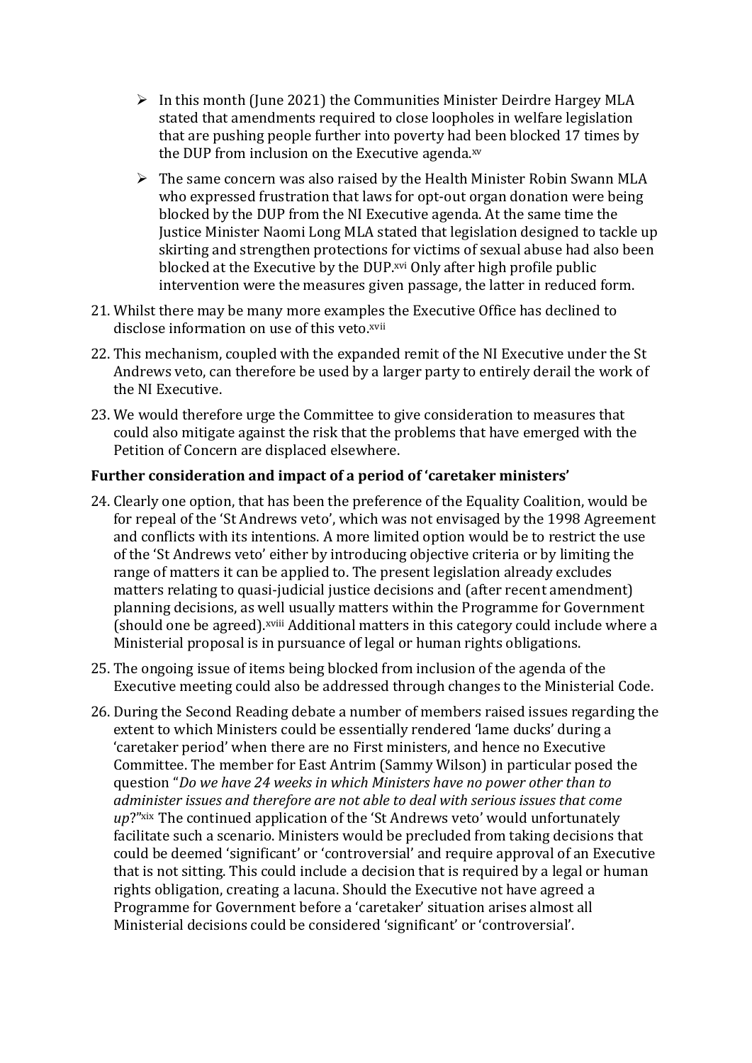- In this month (June 2021) the Communities Minister Deirdre Hargey MLA stated that amendments required to close loopholes in welfare legislation that are pushing people further into poverty had been blocked 17 times by the DUP from inclusion on the Executive agenda.[xv]
- The same concern was also raised by the Health Minister Robin Swann MLA who expressed frustration that laws for opt-out organ donation were being blocked by the DUP from the NI Executive agenda. At the same time the Justice Minister Naomi Long MLA stated that legislation designed to tackle up skirting and strengthen protections for victims of sexual abuse had also been blocked at the Executive by the DUP.[xvi] Only after high profile public intervention were the measures given passage, the latter in reduced form.

21. Whilst there may be many more examples the Executive Office has declined to disclose information on use of this veto.[xvii]

22. This mechanism, coupled with the expanded remit of the NI Executive under the St Andrews veto, can therefore be used by a larger party to entirely derail the work of the NI Executive.

23. We would therefore urge the Committee to give consideration to measures that could also mitigate against the risk that the problems that have emerged with the Petition of Concern are displaced elsewhere.

**Further consideration and impact of a period of 'caretaker ministers'**

24. Clearly one option, that has been the preference of the Equality Coalition, would be for repeal of the 'St Andrews veto', which was not envisaged by the 1998 Agreement and conflicts with its intentions. A more limited option would be to restrict the use of the 'St Andrews veto' either by introducing objective criteria or by limiting the range of matters it can be applied to. The present legislation already excludes matters relating to quasi-judicial justice decisions and (after recent amendment) planning decisions, as well usually matters within the Programme for Government (should one be agreed).[xviii] Additional matters in this category could include where a Ministerial proposal is in pursuance of legal or human rights obligations.

25. The ongoing issue of items being blocked from inclusion of the agenda of the Executive meeting could also be addressed through changes to the Ministerial Code.

26. During the Second Reading debate a number of members raised issues regarding the extent to which Ministers could be essentially rendered 'lame ducks' during a 'caretaker period' when there are no First ministers, and hence no Executive Committee. The member for East Antrim (Sammy Wilson) in particular posed the question "*Do we have 24 weeks in which Ministers have no power other than to administer issues and therefore are not able to deal with serious issues that come up*?"[xix] The continued application of the 'St Andrews veto' would unfortunately facilitate such a scenario. Ministers would be precluded from taking decisions that could be deemed 'significant' or 'controversial' and require approval of an Executive that is not sitting. This could include a decision that is required by a legal or human rights obligation, creating a lacuna. Should the Executive not have agreed a Programme for Government before a 'caretaker' situation arises almost all Ministerial decisions could be considered 'significant' or 'controversial'.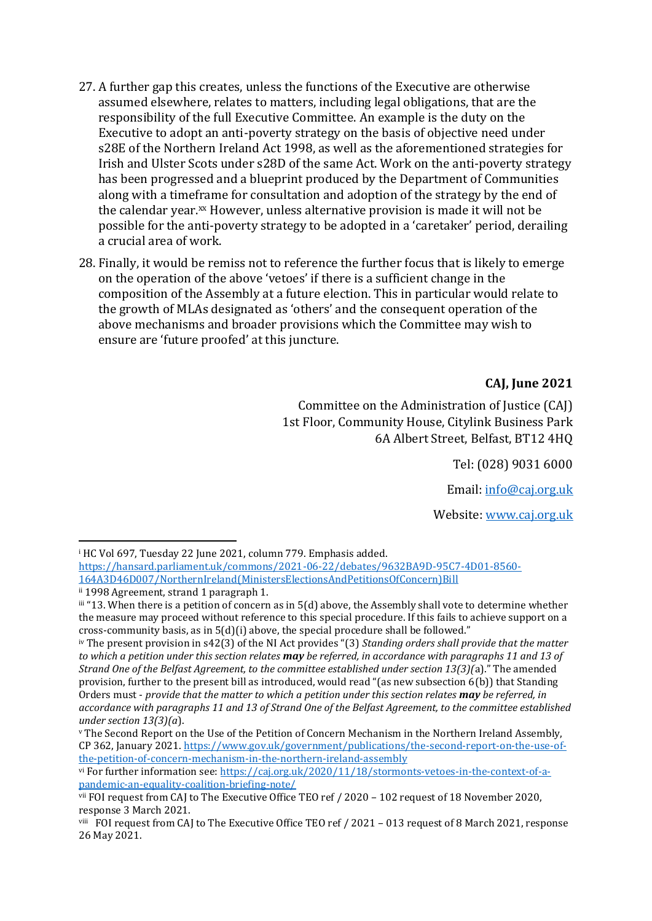27. A further gap this creates, unless the functions of the Executive are otherwise assumed elsewhere, relates to matters, including legal obligations, that are the responsibility of the full Executive Committee. An example is the duty on the Executive to adopt an anti-poverty strategy on the basis of objective need under s28E of the Northern Ireland Act 1998, as well as the aforementioned strategies for Irish and Ulster Scots under s28D of the same Act. Work on the anti-poverty strategy has been progressed and a blueprint produced by the Department of Communities along with a timeframe for consultation and adoption of the strategy by the end of the calendar year.[xx] However, unless alternative provision is made it will not be possible for the anti-poverty strategy to be adopted in a 'caretaker' period, derailing a crucial area of work.

28. Finally, it would be remiss not to reference the further focus that is likely to emerge on the operation of the above 'vetoes' if there is a sufficient change in the composition of the Assembly at a future election. This in particular would relate to the growth of MLAs designated as 'others' and the consequent operation of the above mechanisms and broader provisions which the Committee may wish to ensure are 'future proofed' at this juncture.

**CAJ, June 2021**

Committee on the Administration of Justice (CAJ)
1st Floor, Community House, Citylink Business Park
6A Albert Street, Belfast, BT12 4HQ

Tel: (028) 9031 6000

Email: info@caj.org.uk

Website: www.caj.org.uk

---

[i] HC Vol 697, Tuesday 22 June 2021, column 779. Emphasis added. https://hansard.parliament.uk/commons/2021-06-22/debates/9632BA9D-95C7-4D01-8560-164A3D46D007/NorthernIreland(MinistersElectionsAndPetitionsOfConcern)Bill

[ii] 1998 Agreement, strand 1 paragraph 1.

[iii] "13. When there is a petition of concern as in 5(d) above, the Assembly shall vote to determine whether the measure may proceed without reference to this special procedure. If this fails to achieve support on a cross-community basis, as in 5(d)(i) above, the special procedure shall be followed."

[iv] The present provision in s42(3) of the NI Act provides "(3) *Standing orders shall provide that the matter to which a petition under this section relates* ***may*** *be referred, in accordance with paragraphs 11 and 13 of Strand One of the Belfast Agreement, to the committee established under section 13(3)(*a)." The amended provision, further to the present bill as introduced, would read "(as new subsection 6(b)) that Standing Orders must - *provide that the matter to which a petition under this section relates* ***may*** *be referred, in accordance with paragraphs 11 and 13 of Strand One of the Belfast Agreement, to the committee established under section 13(3)(a*).

[v] The Second Report on the Use of the Petition of Concern Mechanism in the Northern Ireland Assembly, CP 362, January 2021. https://www.gov.uk/government/publications/the-second-report-on-the-use-of-the-petition-of-concern-mechanism-in-the-northern-ireland-assembly

[vi] For further information see: https://caj.org.uk/2020/11/18/stormonts-vetoes-in-the-context-of-a-pandemic-an-equality-coalition-briefing-note/

[vii] FOI request from CAJ to The Executive Office TEO ref / 2020 – 102 request of 18 November 2020, response 3 March 2021.

[viii] FOI request from CAJ to The Executive Office TEO ref / 2021 – 013 request of 8 March 2021, response 26 May 2021.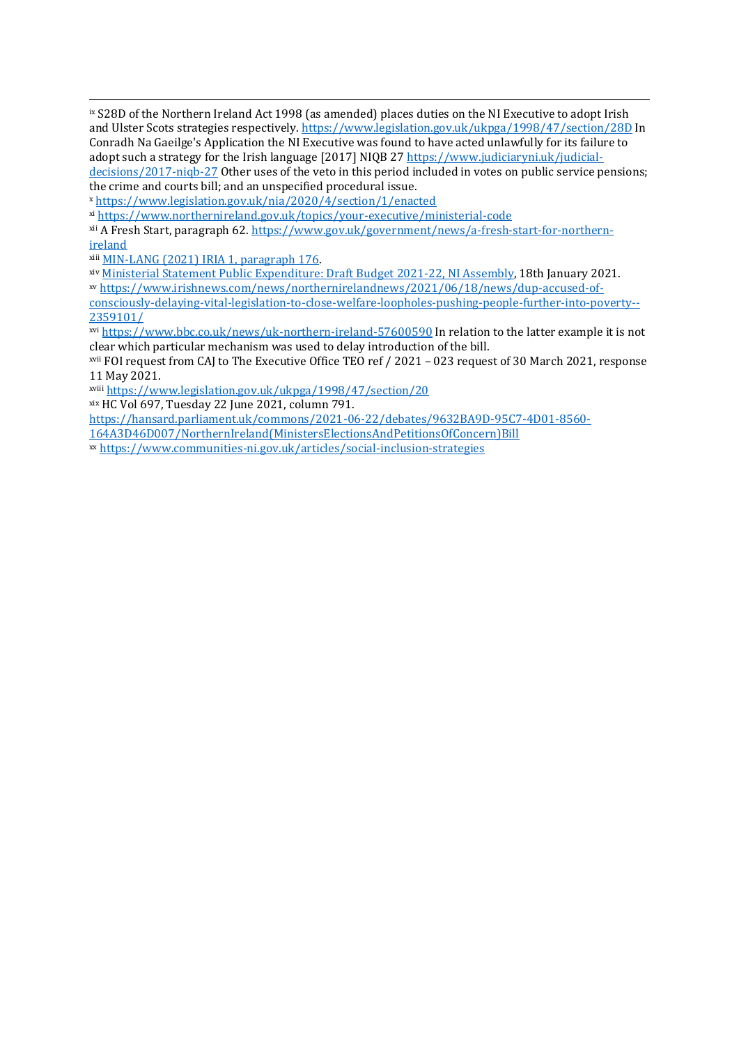[ix] S28D of the Northern Ireland Act 1998 (as amended) places duties on the NI Executive to adopt Irish and Ulster Scots strategies respectively. https://www.legislation.gov.uk/ukpga/1998/47/section/28D In Conradh Na Gaeilge's Application the NI Executive was found to have acted unlawfully for its failure to adopt such a strategy for the Irish language [2017] NIQB 27 https://www.judiciaryni.uk/judicial-decisions/2017-niqb-27 Other uses of the veto in this period included in votes on public service pensions; the crime and courts bill; and an unspecified procedural issue.

[x] https://www.legislation.gov.uk/nia/2020/4/section/1/enacted

[xi] https://www.northernireland.gov.uk/topics/your-executive/ministerial-code

[xii] A Fresh Start, paragraph 62. https://www.gov.uk/government/news/a-fresh-start-for-northern-ireland

[xiii] MIN-LANG (2021) IRIA 1, paragraph 176.

[xiv] Ministerial Statement Public Expenditure: Draft Budget 2021-22, NI Assembly, 18th January 2021.

[xv] https://www.irishnews.com/news/northernirelandnews/2021/06/18/news/dup-accused-of-consciously-delaying-vital-legislation-to-close-welfare-loopholes-pushing-people-further-into-poverty--2359101/

[xvi] https://www.bbc.co.uk/news/uk-northern-ireland-57600590 In relation to the latter example it is not clear which particular mechanism was used to delay introduction of the bill.

[xvii] FOI request from CAJ to The Executive Office TEO ref / 2021 – 023 request of 30 March 2021, response 11 May 2021.

[xviii] https://www.legislation.gov.uk/ukpga/1998/47/section/20

[xix] HC Vol 697, Tuesday 22 June 2021, column 791. https://hansard.parliament.uk/commons/2021-06-22/debates/9632BA9D-95C7-4D01-8560-164A3D46D007/NorthernIreland(MinistersElectionsAndPetitionsOfConcern)Bill

[xx] https://www.communities-ni.gov.uk/articles/social-inclusion-strategies